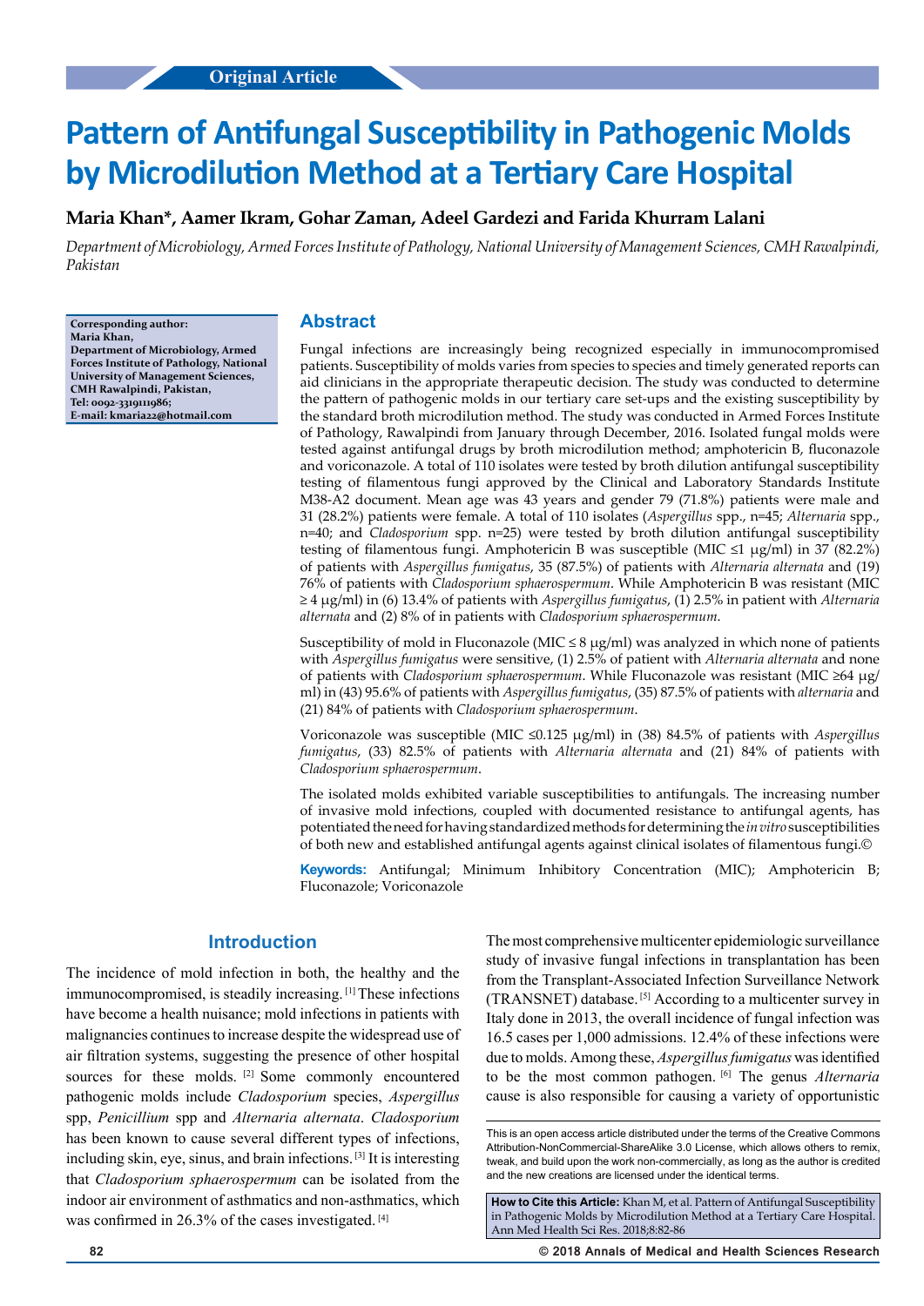Original Article

# Pattern of Antifungal Susceptibility in Pathogenic Molds by Microdilution Method at a Tertiary Care Hospital

**Maria Khan\*, Aamer Ikram, Gohar Zaman, Adeel Gardezi and Farida Khurram Lalani**

*Department of Microbiology, Armed Forces Institute of Pathology, National University of Management Sciences, CMH Rawalpindi, Pakistan*

**Corresponding author: Maria Khan, Department of Microbiology, Armed Forces Institute of Pathology, National University of Management Sciences, CMH Rawalpindi, Pakistan, Tel: 0092-3319111986; E-mail: kmaria22@hotmail.com**

## Abstract

Fungal infections are increasingly being recognized especially in immunocompromised patients. Susceptibility of molds varies from species to species and timely generated reports can aid clinicians in the appropriate therapeutic decision. The study was conducted to determine the pattern of pathogenic molds in our tertiary care set-ups and the existing susceptibility by the standard broth microdilution method. The study was conducted in Armed Forces Institute of Pathology, Rawalpindi from January through December, 2016. Isolated fungal molds were tested against antifungal drugs by broth microdilution method; amphotericin B, fluconazole and voriconazole. A total of 110 isolates were tested by broth dilution antifungal susceptibility testing of filamentous fungi approved by the Clinical and Laboratory Standards Institute M38-A2 document. Mean age was 43 years and gender 79 (71.8%) patients were male and 31 (28.2%) patients were female. A total of 110 isolates (*Aspergillus* spp., n=45; *Alternaria* spp., n=40; and *Cladosporium* spp. n=25) were tested by broth dilution antifungal susceptibility testing of filamentous fungi. Amphotericin B was susceptible (MIC ≤1 µg/ml) in 37 (82.2%) of patients with *Aspergillus fumigatus*, 35 (87.5%) of patients with *Alternaria alternata* and (19) 76% of patients with *Cladosporium sphaerospermum*. While Amphotericin B was resistant (MIC ≥ 4 µg/ml) in (6) 13.4% of patients with *Aspergillus fumigatus*, (1) 2.5% in patient with *Alternaria alternata* and (2) 8% of in patients with *Cladosporium sphaerospermum*.

Susceptibility of mold in Fluconazole (MIC ≤ 8 µg/ml) was analyzed in which none of patients with *Aspergillus fumigatus* were sensitive, (1) 2.5% of patient with *Alternaria alternata* and none of patients with *Cladosporium sphaerospermum*. While Fluconazole was resistant (MIC ≥64 µg/ml) in (43) 95.6% of patients with *Aspergillus fumigatus*, (35) 87.5% of patients with *alternaria* and (21) 84% of patients with *Cladosporium sphaerospermum*.

Voriconazole was susceptible (MIC ≤0.125 µg/ml) in (38) 84.5% of patients with *Aspergillus fumigatus*, (33) 82.5% of patients with *Alternaria alternata* and (21) 84% of patients with *Cladosporium sphaerospermum*.

The isolated molds exhibited variable susceptibilities to antifungals. The increasing number of invasive mold infections, coupled with documented resistance to antifungal agents, has potentiated the need for having standardized methods for determining the *in vitro* susceptibilities of both new and established antifungal agents against clinical isolates of filamentous fungi.©

**Keywords:** Antifungal; Minimum Inhibitory Concentration (MIC); Amphotericin B; Fluconazole; Voriconazole

## Introduction

The incidence of mold infection in both, the healthy and the immunocompromised, is steadily increasing. [1] These infections have become a health nuisance; mold infections in patients with malignancies continues to increase despite the widespread use of air filtration systems, suggesting the presence of other hospital sources for these molds. [2] Some commonly encountered pathogenic molds include *Cladosporium* species, *Aspergillus* spp, *Penicillium* spp and *Alternaria alternata*. *Cladosporium* has been known to cause several different types of infections, including skin, eye, sinus, and brain infections. [3] It is interesting that *Cladosporium sphaerospermum* can be isolated from the indoor air environment of asthmatics and non-asthmatics, which was confirmed in 26.3% of the cases investigated. [4]

The most comprehensive multicenter epidemiologic surveillance study of invasive fungal infections in transplantation has been from the Transplant-Associated Infection Surveillance Network (TRANSNET) database. [5] According to a multicenter survey in Italy done in 2013, the overall incidence of fungal infection was 16.5 cases per 1,000 admissions. 12.4% of these infections were due to molds. Among these, *Aspergillus fumigatus* was identified to be the most common pathogen. [6] The genus *Alternaria* cause is also responsible for causing a variety of opportunistic

This is an open access article distributed under the terms of the Creative Commons Attribution-NonCommercial-ShareAlike 3.0 License, which allows others to remix, tweak, and build upon the work non-commercially, as long as the author is credited and the new creations are licensed under the identical terms.

**How to Cite this Article:** Khan M, et al. Pattern of Antifungal Susceptibility in Pathogenic Molds by Microdilution Method at a Tertiary Care Hospital. Ann Med Health Sci Res. 2018;8:82-86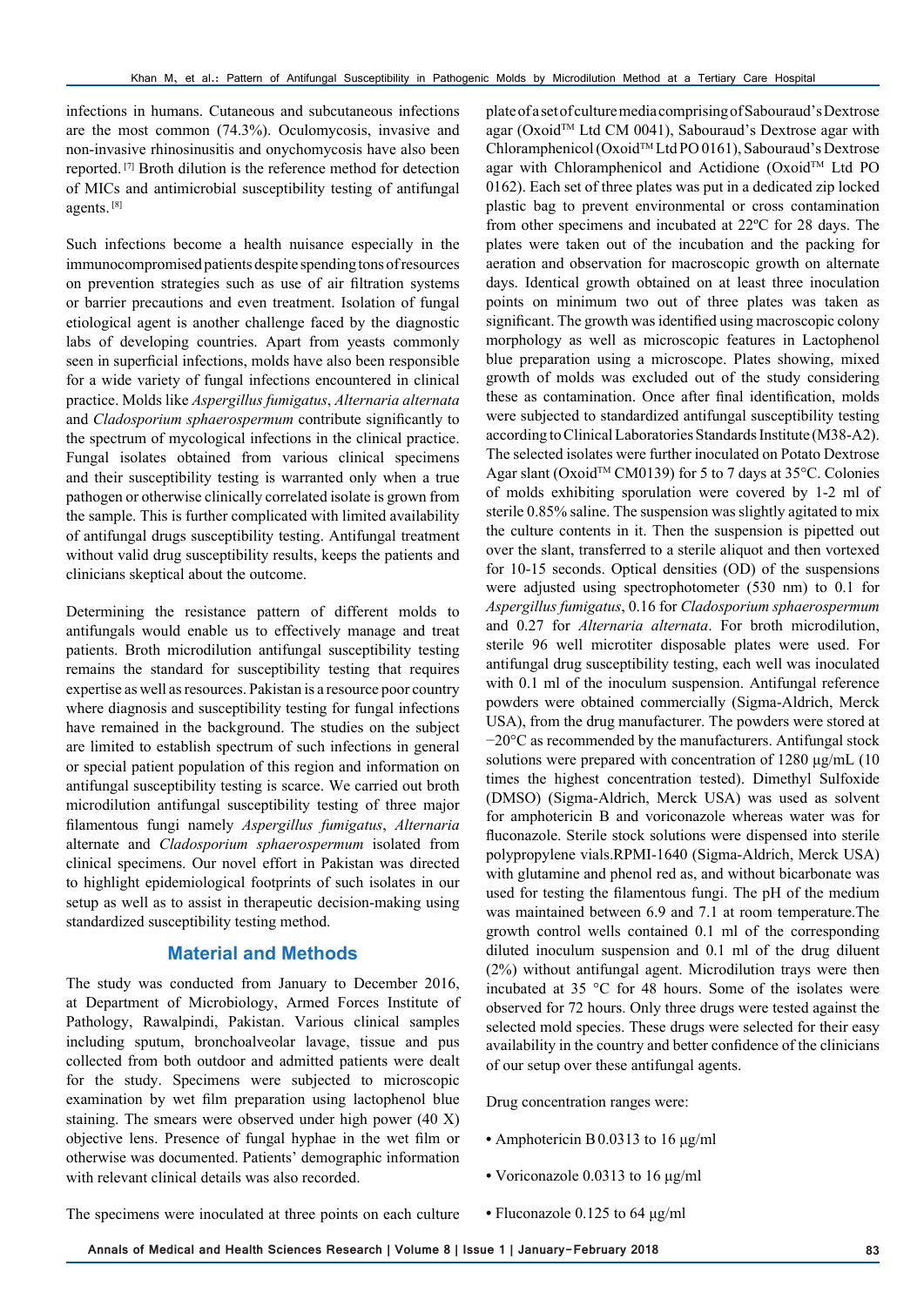infections in humans. Cutaneous and subcutaneous infections are the most common (74.3%). Oculomycosis, invasive and non-invasive rhinosinusitis and onychomycosis have also been reported. [7] Broth dilution is the reference method for detection of MICs and antimicrobial susceptibility testing of antifungal agents. [8]

Such infections become a health nuisance especially in the immunocompromised patients despite spending tons of resources on prevention strategies such as use of air filtration systems or barrier precautions and even treatment. Isolation of fungal etiological agent is another challenge faced by the diagnostic labs of developing countries. Apart from yeasts commonly seen in superficial infections, molds have also been responsible for a wide variety of fungal infections encountered in clinical practice. Molds like *Aspergillus fumigatus*, *Alternaria alternata* and *Cladosporium sphaerospermum* contribute significantly to the spectrum of mycological infections in the clinical practice. Fungal isolates obtained from various clinical specimens and their susceptibility testing is warranted only when a true pathogen or otherwise clinically correlated isolate is grown from the sample. This is further complicated with limited availability of antifungal drugs susceptibility testing. Antifungal treatment without valid drug susceptibility results, keeps the patients and clinicians skeptical about the outcome.

Determining the resistance pattern of different molds to antifungals would enable us to effectively manage and treat patients. Broth microdilution antifungal susceptibility testing remains the standard for susceptibility testing that requires expertise as well as resources. Pakistan is a resource poor country where diagnosis and susceptibility testing for fungal infections have remained in the background. The studies on the subject are limited to establish spectrum of such infections in general or special patient population of this region and information on antifungal susceptibility testing is scarce. We carried out broth microdilution antifungal susceptibility testing of three major filamentous fungi namely *Aspergillus fumigatus*, *Alternaria* alternate and *Cladosporium sphaerospermum* isolated from clinical specimens. Our novel effort in Pakistan was directed to highlight epidemiological footprints of such isolates in our setup as well as to assist in therapeutic decision-making using standardized susceptibility testing method.

## Material and Methods

The study was conducted from January to December 2016, at Department of Microbiology, Armed Forces Institute of Pathology, Rawalpindi, Pakistan. Various clinical samples including sputum, bronchoalveolar lavage, tissue and pus collected from both outdoor and admitted patients were dealt for the study. Specimens were subjected to microscopic examination by wet film preparation using lactophenol blue staining. The smears were observed under high power (40 X) objective lens. Presence of fungal hyphae in the wet film or otherwise was documented. Patients' demographic information with relevant clinical details was also recorded.

The specimens were inoculated at three points on each culture plate of a set of culture media comprising of Sabouraud's Dextrose agar (Oxoid™ Ltd CM 0041), Sabouraud's Dextrose agar with Chloramphenicol (Oxoid™ Ltd PO 0161), Sabouraud's Dextrose agar with Chloramphenicol and Actidione (Oxoid™ Ltd PO 0162). Each set of three plates was put in a dedicated zip locked plastic bag to prevent environmental or cross contamination from other specimens and incubated at 22ºC for 28 days. The plates were taken out of the incubation and the packing for aeration and observation for macroscopic growth on alternate days. Identical growth obtained on at least three inoculation points on minimum two out of three plates was taken as significant. The growth was identified using macroscopic colony morphology as well as microscopic features in Lactophenol blue preparation using a microscope. Plates showing, mixed growth of molds was excluded out of the study considering these as contamination. Once after final identification, molds were subjected to standardized antifungal susceptibility testing according to Clinical Laboratories Standards Institute (M38-A2). The selected isolates were further inoculated on Potato Dextrose Agar slant (Oxoid™ CM0139) for 5 to 7 days at 35°C. Colonies of molds exhibiting sporulation were covered by 1-2 ml of sterile 0.85% saline. The suspension was slightly agitated to mix the culture contents in it. Then the suspension is pipetted out over the slant, transferred to a sterile aliquot and then vortexed for 10-15 seconds. Optical densities (OD) of the suspensions were adjusted using spectrophotometer (530 nm) to 0.1 for *Aspergillus fumigatus*, 0.16 for *Cladosporium sphaerospermum* and 0.27 for *Alternaria alternata*. For broth microdilution, sterile 96 well microtiter disposable plates were used. For antifungal drug susceptibility testing, each well was inoculated with 0.1 ml of the inoculum suspension. Antifungal reference powders were obtained commercially (Sigma-Aldrich, Merck USA), from the drug manufacturer. The powders were stored at −20°C as recommended by the manufacturers. Antifungal stock solutions were prepared with concentration of 1280 μg/mL (10 times the highest concentration tested). Dimethyl Sulfoxide (DMSO) (Sigma-Aldrich, Merck USA) was used as solvent for amphotericin B and voriconazole whereas water was for fluconazole. Sterile stock solutions were dispensed into sterile polypropylene vials.RPMI-1640 (Sigma-Aldrich, Merck USA) with glutamine and phenol red as, and without bicarbonate was used for testing the filamentous fungi. The pH of the medium was maintained between 6.9 and 7.1 at room temperature.The growth control wells contained 0.1 ml of the corresponding diluted inoculum suspension and 0.1 ml of the drug diluent (2%) without antifungal agent. Microdilution trays were then incubated at 35 °C for 48 hours. Some of the isolates were observed for 72 hours. Only three drugs were tested against the selected mold species. These drugs were selected for their easy availability in the country and better confidence of the clinicians of our setup over these antifungal agents.

Drug concentration ranges were:

- Amphotericin B 0.0313 to 16 μg/ml
- Voriconazole 0.0313 to 16 μg/ml
- Fluconazole 0.125 to 64 μg/ml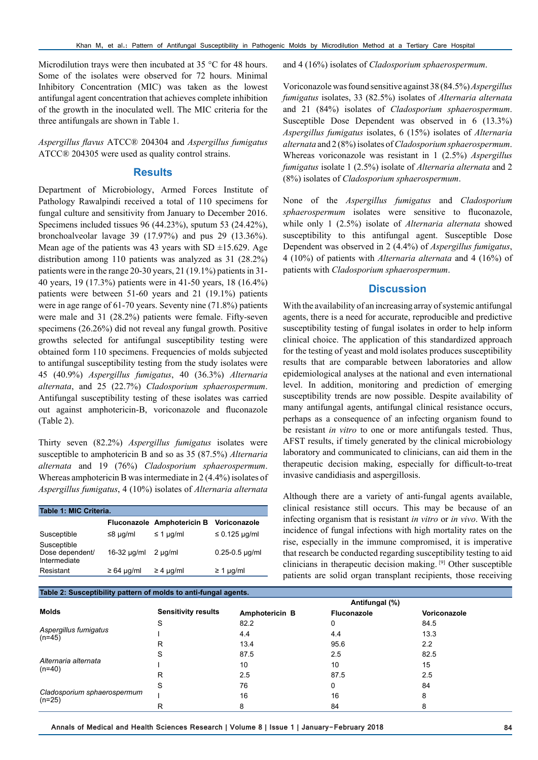Microdilution trays were then incubated at 35 °C for 48 hours. Some of the isolates were observed for 72 hours. Minimal Inhibitory Concentration (MIC) was taken as the lowest antifungal agent concentration that achieves complete inhibition of the growth in the inoculated well. The MIC criteria for the three antifungals are shown in Table 1.

*Aspergillus flavus* ATCC® 204304 and *Aspergillus fumigatus* ATCC® 204305 were used as quality control strains.

## Results

Department of Microbiology, Armed Forces Institute of Pathology Rawalpindi received a total of 110 specimens for fungal culture and sensitivity from January to December 2016. Specimens included tissues 96 (44.23%), sputum 53 (24.42%), bronchoalveolar lavage 39 (17.97%) and pus 29 (13.36%). Mean age of the patients was 43 years with SD ±15.629. Age distribution among 110 patients was analyzed as 31 (28.2%) patients were in the range 20-30 years, 21 (19.1%) patients in 31-40 years, 19 (17.3%) patients were in 41-50 years, 18 (16.4%) patients were between 51-60 years and 21 (19.1%) patients were in age range of 61-70 years. Seventy nine (71.8%) patients were male and 31 (28.2%) patients were female. Fifty-seven specimens (26.26%) did not reveal any fungal growth. Positive growths selected for antifungal susceptibility testing were obtained form 110 specimens. Frequencies of molds subjected to antifungal susceptibility testing from the study isolates were 45 (40.9%) *Aspergillus fumigatus*, 40 (36.3%) *Alternaria alternata*, and 25 (22.7%) *Cladosporium sphaerospermum*. Antifungal susceptibility testing of these isolates was carried out against amphotericin-B, voriconazole and fluconazole (Table 2).

Thirty seven (82.2%) *Aspergillus fumigatus* isolates were susceptible to amphotericin B and so as 35 (87.5%) *Alternaria alternata* and 19 (76%) *Cladosporium sphaerospermum*. Whereas amphotericin B was intermediate in 2 (4.4%) isolates of *Aspergillus fumigatus*, 4 (10%) isolates of *Alternaria alternata* and 4 (16%) isolates of *Cladosporium sphaerospermum*.

**Table 1: MIC Criteria.**

| | Fluconazole | Amphotericin B | Voriconazole |
|---|---|---|---|
| Susceptible | ≤8 μg/ml | ≤ 1 μg/ml | ≤ 0.125 μg/ml |
| Susceptible Dose dependent/ Intermediate | 16-32 μg/ml | 2 μg/ml | 0.25-0.5 μg/ml |
| Resistant | ≥ 64 μg/ml | ≥ 4 μg/ml | ≥ 1 μg/ml |

Voriconazole was found sensitive against 38 (84.5%) *Aspergillus fumigatus* isolates, 33 (82.5%) isolates of *Alternaria alternata* and 21 (84%) isolates of *Cladosporium sphaerospermum*. Susceptible Dose Dependent was observed in 6 (13.3%) *Aspergillus fumigatus* isolates, 6 (15%) isolates of *Alternaria alternata* and 2 (8%) isolates of *Cladosporium sphaerospermum*. Whereas voriconazole was resistant in 1 (2.5%) *Aspergillus fumigatus* isolate 1 (2.5%) isolate of *Alternaria alternata* and 2 (8%) isolates of *Cladosporium sphaerospermum*.

None of the *Aspergillus fumigatus* and *Cladosporium sphaerospermum* isolates were sensitive to fluconazole, while only 1 (2.5%) isolate of *Alternaria alternata* showed susceptibility to this antifungal agent. Susceptible Dose Dependent was observed in 2 (4.4%) of *Aspergillus fumigatus*, 4 (10%) of patients with *Alternaria alternata* and 4 (16%) of patients with *Cladosporium sphaerospermum*.

## Discussion

With the availability of an increasing array of systemic antifungal agents, there is a need for accurate, reproducible and predictive susceptibility testing of fungal isolates in order to help inform clinical choice. The application of this standardized approach for the testing of yeast and mold isolates produces susceptibility results that are comparable between laboratories and allow epidemiological analyses at the national and even international level. In addition, monitoring and prediction of emerging susceptibility trends are now possible. Despite availability of many antifungal agents, antifungal clinical resistance occurs, perhaps as a consequence of an infecting organism found to be resistant *in vitro* to one or more antifungals tested. Thus, AFST results, if timely generated by the clinical microbiology laboratory and communicated to clinicians, can aid them in the therapeutic decision making, especially for difficult-to-treat invasive candidiasis and aspergillosis.

Although there are a variety of anti-fungal agents available, clinical resistance still occurs. This may be because of an infecting organism that is resistant *in vitro* or *in vivo*. With the incidence of fungal infections with high mortality rates on the rise, especially in the immune compromised, it is imperative that research be conducted regarding susceptibility testing to aid clinicians in therapeutic decision making. [9] Other susceptible patients are solid organ transplant recipients, those receiving

**Table 2: Susceptibility pattern of molds to anti-fungal agents.**

| Molds | Sensitivity results | Antifungal (%) | | |
|---|---|---|---|---|
| | | Amphotericin B | Fluconazole | Voriconazole |
| *Aspergillus fumigatus* (n=45) | S | 82.2 | 0 | 84.5 |
| | I | 4.4 | 4.4 | 13.3 |
| | R | 13.4 | 95.6 | 2.2 |
| *Alternaria alternata* (n=40) | S | 87.5 | 2.5 | 82.5 |
| | I | 10 | 10 | 15 |
| | R | 2.5 | 87.5 | 2.5 |
| *Cladosporium sphaerospermum* (n=25) | S | 76 | 0 | 84 |
| | I | 16 | 16 | 8 |
| | R | 8 | 84 | 8 |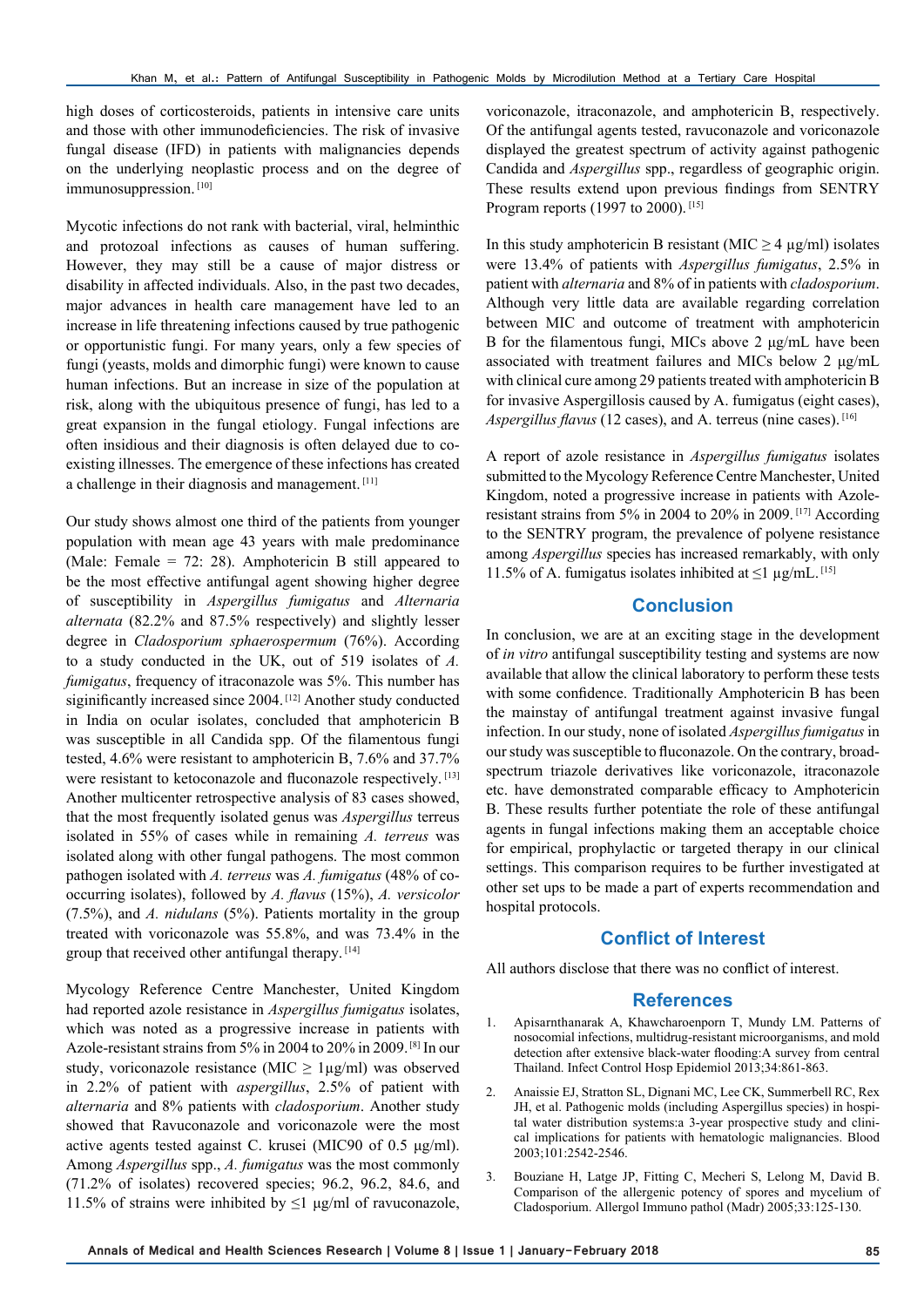high doses of corticosteroids, patients in intensive care units and those with other immunodeficiencies. The risk of invasive fungal disease (IFD) in patients with malignancies depends on the underlying neoplastic process and on the degree of immunosuppression. [10]

Mycotic infections do not rank with bacterial, viral, helminthic and protozoal infections as causes of human suffering. However, they may still be a cause of major distress or disability in affected individuals. Also, in the past two decades, major advances in health care management have led to an increase in life threatening infections caused by true pathogenic or opportunistic fungi. For many years, only a few species of fungi (yeasts, molds and dimorphic fungi) were known to cause human infections. But an increase in size of the population at risk, along with the ubiquitous presence of fungi, has led to a great expansion in the fungal etiology. Fungal infections are often insidious and their diagnosis is often delayed due to co-existing illnesses. The emergence of these infections has created a challenge in their diagnosis and management. [11]

Our study shows almost one third of the patients from younger population with mean age 43 years with male predominance (Male: Female = 72: 28). Amphotericin B still appeared to be the most effective antifungal agent showing higher degree of susceptibility in *Aspergillus fumigatus* and *Alternaria alternata* (82.2% and 87.5% respectively) and slightly lesser degree in *Cladosporium sphaerospermum* (76%). According to a study conducted in the UK, out of 519 isolates of *A. fumigatus*, frequency of itraconazole was 5%. This number has siginificantly increased since 2004. [12] Another study conducted in India on ocular isolates, concluded that amphotericin B was susceptible in all Candida spp. Of the filamentous fungi tested, 4.6% were resistant to amphotericin B, 7.6% and 37.7% were resistant to ketoconazole and fluconazole respectively. [13] Another multicenter retrospective analysis of 83 cases showed, that the most frequently isolated genus was *Aspergillus* terreus isolated in 55% of cases while in remaining *A. terreus* was isolated along with other fungal pathogens. The most common pathogen isolated with *A. terreus* was *A. fumigatus* (48% of co-occurring isolates), followed by *A. flavus* (15%), *A. versicolor* (7.5%), and *A. nidulans* (5%). Patients mortality in the group treated with voriconazole was 55.8%, and was 73.4% in the group that received other antifungal therapy. [14]

Mycology Reference Centre Manchester, United Kingdom had reported azole resistance in *Aspergillus fumigatus* isolates, which was noted as a progressive increase in patients with Azole-resistant strains from 5% in 2004 to 20% in 2009. [8] In our study, voriconazole resistance (MIC ≥ 1μg/ml) was observed in 2.2% of patient with *aspergillus*, 2.5% of patient with *alternaria* and 8% patients with *cladosporium*. Another study showed that Ravuconazole and voriconazole were the most active agents tested against C. krusei (MIC90 of 0.5 μg/ml). Among *Aspergillus* spp., *A. fumigatus* was the most commonly (71.2% of isolates) recovered species; 96.2, 96.2, 84.6, and 11.5% of strains were inhibited by ≤1 μg/ml of ravuconazole, voriconazole, itraconazole, and amphotericin B, respectively. Of the antifungal agents tested, ravuconazole and voriconazole displayed the greatest spectrum of activity against pathogenic Candida and *Aspergillus* spp., regardless of geographic origin. These results extend upon previous findings from SENTRY Program reports (1997 to 2000). [15]

In this study amphotericin B resistant (MIC ≥ 4 μg/ml) isolates were 13.4% of patients with *Aspergillus fumigatus*, 2.5% in patient with *alternaria* and 8% of in patients with *cladosporium*. Although very little data are available regarding correlation between MIC and outcome of treatment with amphotericin B for the filamentous fungi, MICs above 2 μg/mL have been associated with treatment failures and MICs below 2 μg/mL with clinical cure among 29 patients treated with amphotericin B for invasive Aspergillosis caused by A. fumigatus (eight cases), *Aspergillus flavus* (12 cases), and A. terreus (nine cases). [16]

A report of azole resistance in *Aspergillus fumigatus* isolates submitted to the Mycology Reference Centre Manchester, United Kingdom, noted a progressive increase in patients with Azole-resistant strains from 5% in 2004 to 20% in 2009. [17] According to the SENTRY program, the prevalence of polyene resistance among *Aspergillus* species has increased remarkably, with only 11.5% of A. fumigatus isolates inhibited at ≤1 μg/mL. [15]

## Conclusion

In conclusion, we are at an exciting stage in the development of *in vitro* antifungal susceptibility testing and systems are now available that allow the clinical laboratory to perform these tests with some confidence. Traditionally Amphotericin B has been the mainstay of antifungal treatment against invasive fungal infection. In our study, none of isolated *Aspergillus fumigatus* in our study was susceptible to fluconazole. On the contrary, broad-spectrum triazole derivatives like voriconazole, itraconazole etc. have demonstrated comparable efficacy to Amphotericin B. These results further potentiate the role of these antifungal agents in fungal infections making them an acceptable choice for empirical, prophylactic or targeted therapy in our clinical settings. This comparison requires to be further investigated at other set ups to be made a part of experts recommendation and hospital protocols.

## Conflict of Interest

All authors disclose that there was no conflict of interest.

## References

1. Apisarnthanarak A, Khawcharoenporn T, Mundy LM. Patterns of nosocomial infections, multidrug-resistant microorganisms, and mold detection after extensive black-water flooding:A survey from central Thailand. Infect Control Hosp Epidemiol 2013;34:861-863.
2. Anaissie EJ, Stratton SL, Dignani MC, Lee CK, Summerbell RC, Rex JH, et al. Pathogenic molds (including Aspergillus species) in hospital water distribution systems:a 3-year prospective study and clinical implications for patients with hematologic malignancies. Blood 2003;101:2542-2546.
3. Bouziane H, Latge JP, Fitting C, Mecheri S, Lelong M, David B. Comparison of the allergenic potency of spores and mycelium of Cladosporium. Allergol Immuno pathol (Madr) 2005;33:125-130.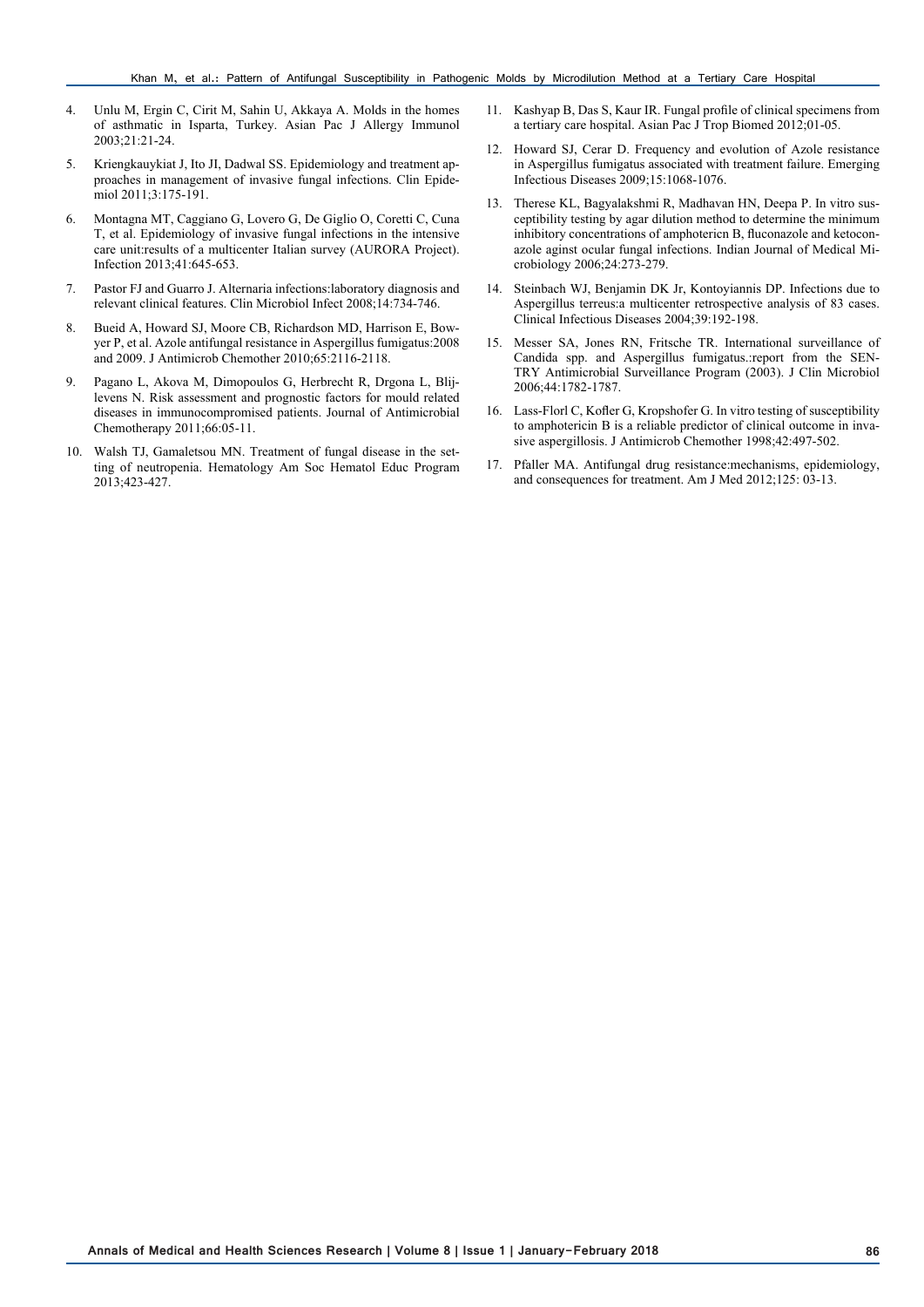4. Unlu M, Ergin C, Cirit M, Sahin U, Akkaya A. Molds in the homes of asthmatic in Isparta, Turkey. Asian Pac J Allergy Immunol 2003;21:21-24.
5. Kriengkauykiat J, Ito JI, Dadwal SS. Epidemiology and treatment approaches in management of invasive fungal infections. Clin Epidemiol 2011;3:175-191.
6. Montagna MT, Caggiano G, Lovero G, De Giglio O, Coretti C, Cuna T, et al. Epidemiology of invasive fungal infections in the intensive care unit:results of a multicenter Italian survey (AURORA Project). Infection 2013;41:645-653.
7. Pastor FJ and Guarro J. Alternaria infections:laboratory diagnosis and relevant clinical features. Clin Microbiol Infect 2008;14:734-746.
8. Bueid A, Howard SJ, Moore CB, Richardson MD, Harrison E, Bowyer P, et al. Azole antifungal resistance in Aspergillus fumigatus:2008 and 2009. J Antimicrob Chemother 2010;65:2116-2118.
9. Pagano L, Akova M, Dimopoulos G, Herbrecht R, Drgona L, Blijlevens N. Risk assessment and prognostic factors for mould related diseases in immunocompromised patients. Journal of Antimicrobial Chemotherapy 2011;66:05-11.
10. Walsh TJ, Gamaletsou MN. Treatment of fungal disease in the setting of neutropenia. Hematology Am Soc Hematol Educ Program 2013;423-427.
11. Kashyap B, Das S, Kaur IR. Fungal profile of clinical specimens from a tertiary care hospital. Asian Pac J Trop Biomed 2012;01-05.
12. Howard SJ, Cerar D. Frequency and evolution of Azole resistance in Aspergillus fumigatus associated with treatment failure. Emerging Infectious Diseases 2009;15:1068-1076.
13. Therese KL, Bagyalakshmi R, Madhavan HN, Deepa P. In vitro susceptibility testing by agar dilution method to determine the minimum inhibitory concentrations of amphotericn B, fluconazole and ketoconazole aginst ocular fungal infections. Indian Journal of Medical Microbiology 2006;24:273-279.
14. Steinbach WJ, Benjamin DK Jr, Kontoyiannis DP. Infections due to Aspergillus terreus:a multicenter retrospective analysis of 83 cases. Clinical Infectious Diseases 2004;39:192-198.
15. Messer SA, Jones RN, Fritsche TR. International surveillance of Candida spp. and Aspergillus fumigatus.:report from the SENTRY Antimicrobial Surveillance Program (2003). J Clin Microbiol 2006;44:1782-1787.
16. Lass-Florl C, Kofler G, Kropshofer G. In vitro testing of susceptibility to amphotericin B is a reliable predictor of clinical outcome in invasive aspergillosis. J Antimicrob Chemother 1998;42:497-502.
17. Pfaller MA. Antifungal drug resistance:mechanisms, epidemiology, and consequences for treatment. Am J Med 2012;125: 03-13.